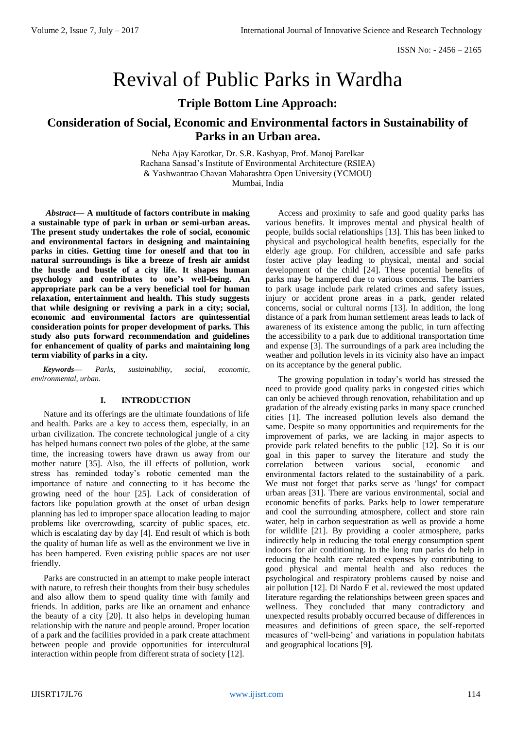# Revival of Public Parks in Wardha

## Triple Bottom Line Approach:

## Consideration of Social, Economic and Environmental factors in Sustainability of Parks in an Urban area.

Neha Ajay Karotkar, Dr. S.R. Kashyap, Prof. Manoj Parelkar
Rachana Sansad's Institute of Environmental Architecture (RSIEA)
& Yashwantrao Chavan Maharashtra Open University (YCMOU)
Mumbai, India

***Abstract*— A multitude of factors contribute in making a sustainable type of park in urban or semi-urban areas. The present study undertakes the role of social, economic and environmental factors in designing and maintaining parks in cities. Getting time for oneself and that too in natural surroundings is like a breeze of fresh air amidst the hustle and bustle of a city life. It shapes human psychology and contributes to one's well-being. An appropriate park can be a very beneficial tool for human relaxation, entertainment and health. This study suggests that while designing or reviving a park in a city; social, economic and environmental factors are quintessential consideration points for proper development of parks. This study also puts forward recommendation and guidelines for enhancement of quality of parks and maintaining long term viability of parks in a city.**

***Keywords*—** *Parks, sustainability, social, economic, environmental, urban.*

## I. INTRODUCTION

Nature and its offerings are the ultimate foundations of life and health. Parks are a key to access them, especially, in an urban civilization. The concrete technological jungle of a city has helped humans connect two poles of the globe, at the same time, the increasing towers have drawn us away from our mother nature [35]. Also, the ill effects of pollution, work stress has reminded today's robotic cemented man the importance of nature and connecting to it has become the growing need of the hour [25]. Lack of consideration of factors like population growth at the onset of urban design planning has led to improper space allocation leading to major problems like overcrowding, scarcity of public spaces, etc. which is escalating day by day [4]. End result of which is both the quality of human life as well as the environment we live in has been hampered. Even existing public spaces are not user friendly.

Parks are constructed in an attempt to make people interact with nature, to refresh their thoughts from their busy schedules and also allow them to spend quality time with family and friends. In addition, parks are like an ornament and enhance the beauty of a city [20]. It also helps in developing human relationship with the nature and people around. Proper location of a park and the facilities provided in a park create attachment between people and provide opportunities for intercultural interaction within people from different strata of society [12].

Access and proximity to safe and good quality parks has various benefits. It improves mental and physical health of people, builds social relationships [13]. This has been linked to physical and psychological health benefits, especially for the elderly age group. For children, accessible and safe parks foster active play leading to physical, mental and social development of the child [24]. These potential benefits of parks may be hampered due to various concerns. The barriers to park usage include park related crimes and safety issues, injury or accident prone areas in a park, gender related concerns, social or cultural norms [13]. In addition, the long distance of a park from human settlement areas leads to lack of awareness of its existence among the public, in turn affecting the accessibility to a park due to additional transportation time and expense [3]. The surroundings of a park area including the weather and pollution levels in its vicinity also have an impact on its acceptance by the general public.

The growing population in today's world has stressed the need to provide good quality parks in congested cities which can only be achieved through renovation, rehabilitation and up gradation of the already existing parks in many space crunched cities [1]. The increased pollution levels also demand the same. Despite so many opportunities and requirements for the improvement of parks, we are lacking in major aspects to provide park related benefits to the public [12]. So it is our goal in this paper to survey the literature and study the correlation between various social, economic and environmental factors related to the sustainability of a park. We must not forget that parks serve as 'lungs' for compact urban areas [31]. There are various environmental, social and economic benefits of parks. Parks help to lower temperature and cool the surrounding atmosphere, collect and store rain water, help in carbon sequestration as well as provide a home for wildlife [21]. By providing a cooler atmosphere, parks indirectly help in reducing the total energy consumption spent indoors for air conditioning. In the long run parks do help in reducing the health care related expenses by contributing to good physical and mental health and also reduces the psychological and respiratory problems caused by noise and air pollution [12]. Di Nardo F et al. reviewed the most updated literature regarding the relationships between green spaces and wellness. They concluded that many contradictory and unexpected results probably occurred because of differences in measures and definitions of green space, the self-reported measures of 'well-being' and variations in population habitats and geographical locations [9].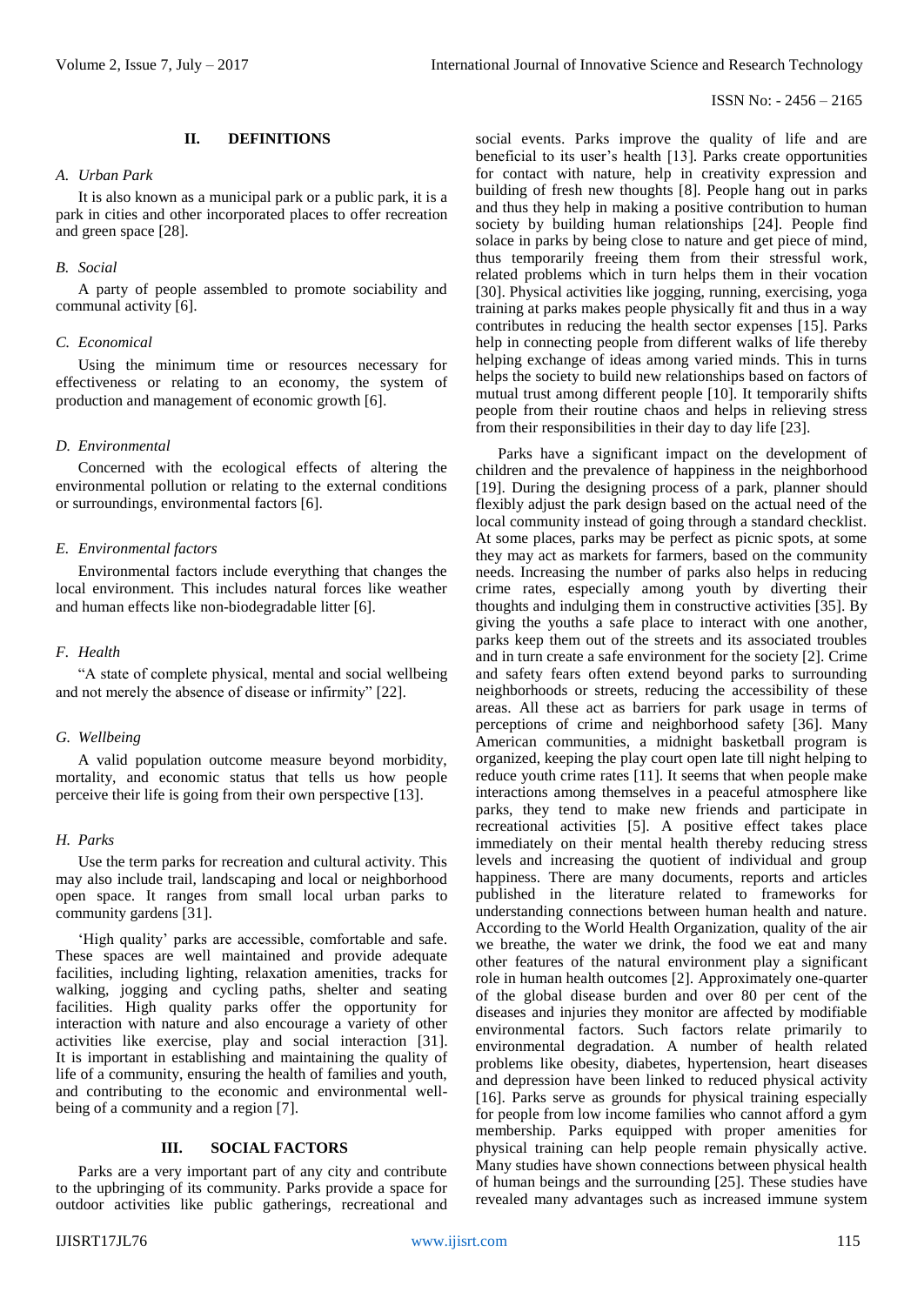## II. DEFINITIONS

### *A. Urban Park*

It is also known as a municipal park or a public park, it is a park in cities and other incorporated places to offer recreation and green space [28].

### *B. Social*

A party of people assembled to promote sociability and communal activity [6].

### *C. Economical*

Using the minimum time or resources necessary for effectiveness or relating to an economy, the system of production and management of economic growth [6].

### *D. Environmental*

Concerned with the ecological effects of altering the environmental pollution or relating to the external conditions or surroundings, environmental factors [6].

### *E. Environmental factors*

Environmental factors include everything that changes the local environment. This includes natural forces like weather and human effects like non-biodegradable litter [6].

### *F. Health*

"A state of complete physical, mental and social wellbeing and not merely the absence of disease or infirmity" [22].

### *G. Wellbeing*

A valid population outcome measure beyond morbidity, mortality, and economic status that tells us how people perceive their life is going from their own perspective [13].

### *H. Parks*

Use the term parks for recreation and cultural activity. This may also include trail, landscaping and local or neighborhood open space. It ranges from small local urban parks to community gardens [31].

'High quality' parks are accessible, comfortable and safe. These spaces are well maintained and provide adequate facilities, including lighting, relaxation amenities, tracks for walking, jogging and cycling paths, shelter and seating facilities. High quality parks offer the opportunity for interaction with nature and also encourage a variety of other activities like exercise, play and social interaction [31]. It is important in establishing and maintaining the quality of life of a community, ensuring the health of families and youth, and contributing to the economic and environmental well-being of a community and a region [7].

## III. SOCIAL FACTORS

Parks are a very important part of any city and contribute to the upbringing of its community. Parks provide a space for outdoor activities like public gatherings, recreational and social events. Parks improve the quality of life and are beneficial to its user's health [13]. Parks create opportunities for contact with nature, help in creativity expression and building of fresh new thoughts [8]. People hang out in parks and thus they help in making a positive contribution to human society by building human relationships [24]. People find solace in parks by being close to nature and get piece of mind, thus temporarily freeing them from their stressful work, related problems which in turn helps them in their vocation [30]. Physical activities like jogging, running, exercising, yoga training at parks makes people physically fit and thus in a way contributes in reducing the health sector expenses [15]. Parks help in connecting people from different walks of life thereby helping exchange of ideas among varied minds. This in turns helps the society to build new relationships based on factors of mutual trust among different people [10]. It temporarily shifts people from their routine chaos and helps in relieving stress from their responsibilities in their day to day life [23].

Parks have a significant impact on the development of children and the prevalence of happiness in the neighborhood [19]. During the designing process of a park, planner should flexibly adjust the park design based on the actual need of the local community instead of going through a standard checklist. At some places, parks may be perfect as picnic spots, at some they may act as markets for farmers, based on the community needs. Increasing the number of parks also helps in reducing crime rates, especially among youth by diverting their thoughts and indulging them in constructive activities [35]. By giving the youths a safe place to interact with one another, parks keep them out of the streets and its associated troubles and in turn create a safe environment for the society [2]. Crime and safety fears often extend beyond parks to surrounding neighborhoods or streets, reducing the accessibility of these areas. All these act as barriers for park usage in terms of perceptions of crime and neighborhood safety [36]. Many American communities, a midnight basketball program is organized, keeping the play court open late till night helping to reduce youth crime rates [11]. It seems that when people make interactions among themselves in a peaceful atmosphere like parks, they tend to make new friends and participate in recreational activities [5]. A positive effect takes place immediately on their mental health thereby reducing stress levels and increasing the quotient of individual and group happiness. There are many documents, reports and articles published in the literature related to frameworks for understanding connections between human health and nature. According to the World Health Organization, quality of the air we breathe, the water we drink, the food we eat and many other features of the natural environment play a significant role in human health outcomes [2]. Approximately one-quarter of the global disease burden and over 80 per cent of the diseases and injuries they monitor are affected by modifiable environmental factors. Such factors relate primarily to environmental degradation. A number of health related problems like obesity, diabetes, hypertension, heart diseases and depression have been linked to reduced physical activity [16]. Parks serve as grounds for physical training especially for people from low income families who cannot afford a gym membership. Parks equipped with proper amenities for physical training can help people remain physically active. Many studies have shown connections between physical health of human beings and the surrounding [25]. These studies have revealed many advantages such as increased immune system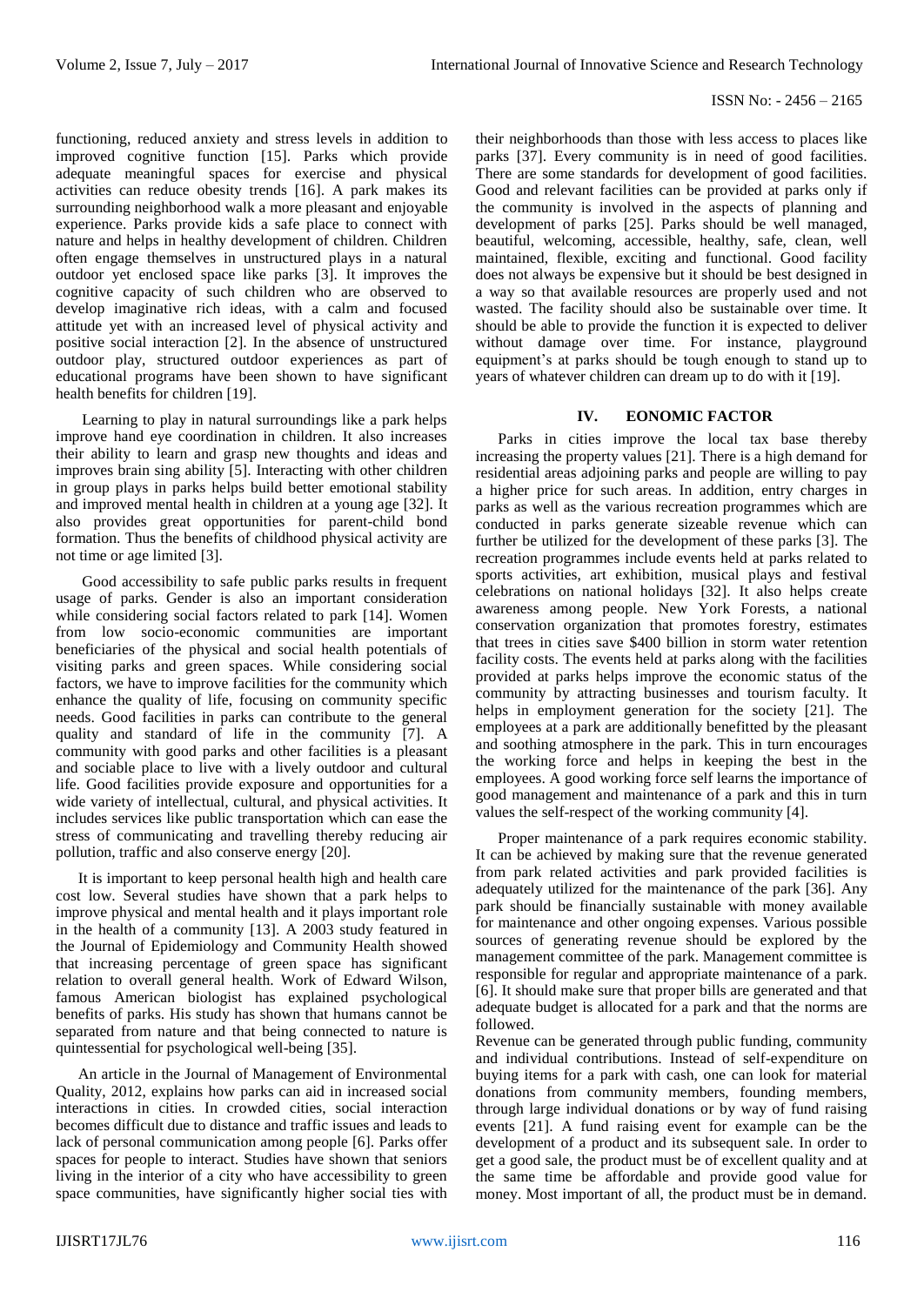functioning, reduced anxiety and stress levels in addition to improved cognitive function [15]. Parks which provide adequate meaningful spaces for exercise and physical activities can reduce obesity trends [16]. A park makes its surrounding neighborhood walk a more pleasant and enjoyable experience. Parks provide kids a safe place to connect with nature and helps in healthy development of children. Children often engage themselves in unstructured plays in a natural outdoor yet enclosed space like parks [3]. It improves the cognitive capacity of such children who are observed to develop imaginative rich ideas, with a calm and focused attitude yet with an increased level of physical activity and positive social interaction [2]. In the absence of unstructured outdoor play, structured outdoor experiences as part of educational programs have been shown to have significant health benefits for children [19].

Learning to play in natural surroundings like a park helps improve hand eye coordination in children. It also increases their ability to learn and grasp new thoughts and ideas and improves brain sing ability [5]. Interacting with other children in group plays in parks helps build better emotional stability and improved mental health in children at a young age [32]. It also provides great opportunities for parent-child bond formation. Thus the benefits of childhood physical activity are not time or age limited [3].

Good accessibility to safe public parks results in frequent usage of parks. Gender is also an important consideration while considering social factors related to park [14]. Women from low socio-economic communities are important beneficiaries of the physical and social health potentials of visiting parks and green spaces. While considering social factors, we have to improve facilities for the community which enhance the quality of life, focusing on community specific needs. Good facilities in parks can contribute to the general quality and standard of life in the community [7]. A community with good parks and other facilities is a pleasant and sociable place to live with a lively outdoor and cultural life. Good facilities provide exposure and opportunities for a wide variety of intellectual, cultural, and physical activities. It includes services like public transportation which can ease the stress of communicating and travelling thereby reducing air pollution, traffic and also conserve energy [20].

It is important to keep personal health high and health care cost low. Several studies have shown that a park helps to improve physical and mental health and it plays important role in the health of a community [13]. A 2003 study featured in the Journal of Epidemiology and Community Health showed that increasing percentage of green space has significant relation to overall general health. Work of Edward Wilson, famous American biologist has explained psychological benefits of parks. His study has shown that humans cannot be separated from nature and that being connected to nature is quintessential for psychological well-being [35].

An article in the Journal of Management of Environmental Quality, 2012, explains how parks can aid in increased social interactions in cities. In crowded cities, social interaction becomes difficult due to distance and traffic issues and leads to lack of personal communication among people [6]. Parks offer spaces for people to interact. Studies have shown that seniors living in the interior of a city who have accessibility to green space communities, have significantly higher social ties with their neighborhoods than those with less access to places like parks [37]. Every community is in need of good facilities. There are some standards for development of good facilities. Good and relevant facilities can be provided at parks only if the community is involved in the aspects of planning and development of parks [25]. Parks should be well managed, beautiful, welcoming, accessible, healthy, safe, clean, well maintained, flexible, exciting and functional. Good facility does not always be expensive but it should be best designed in a way so that available resources are properly used and not wasted. The facility should also be sustainable over time. It should be able to provide the function it is expected to deliver without damage over time. For instance, playground equipment's at parks should be tough enough to stand up to years of whatever children can dream up to do with it [19].

## IV. EONOMIC FACTOR

Parks in cities improve the local tax base thereby increasing the property values [21]. There is a high demand for residential areas adjoining parks and people are willing to pay a higher price for such areas. In addition, entry charges in parks as well as the various recreation programmes which are conducted in parks generate sizeable revenue which can further be utilized for the development of these parks [3]. The recreation programmes include events held at parks related to sports activities, art exhibition, musical plays and festival celebrations on national holidays [32]. It also helps create awareness among people. New York Forests, a national conservation organization that promotes forestry, estimates that trees in cities save $400 billion in storm water retention facility costs. The events held at parks along with the facilities provided at parks helps improve the economic status of the community by attracting businesses and tourism faculty. It helps in employment generation for the society [21]. The employees at a park are additionally benefitted by the pleasant and soothing atmosphere in the park. This in turn encourages the working force and helps in keeping the best in the employees. A good working force self learns the importance of good management and maintenance of a park and this in turn values the self-respect of the working community [4].

Proper maintenance of a park requires economic stability. It can be achieved by making sure that the revenue generated from park related activities and park provided facilities is adequately utilized for the maintenance of the park [36]. Any park should be financially sustainable with money available for maintenance and other ongoing expenses. Various possible sources of generating revenue should be explored by the management committee of the park. Management committee is responsible for regular and appropriate maintenance of a park. [6]. It should make sure that proper bills are generated and that adequate budget is allocated for a park and that the norms are followed.

Revenue can be generated through public funding, community and individual contributions. Instead of self-expenditure on buying items for a park with cash, one can look for material donations from community members, founding members, through large individual donations or by way of fund raising events [21]. A fund raising event for example can be the development of a product and its subsequent sale. In order to get a good sale, the product must be of excellent quality and at the same time be affordable and provide good value for money. Most important of all, the product must be in demand.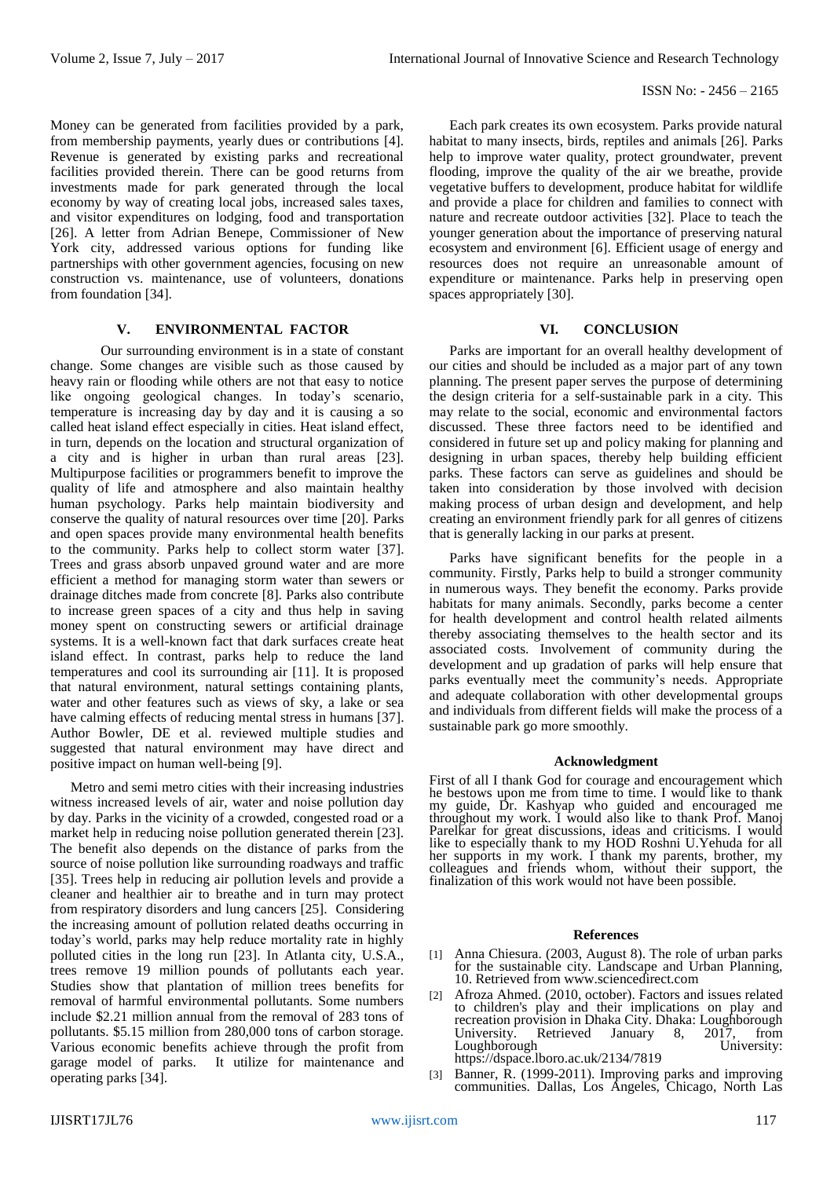Money can be generated from facilities provided by a park, from membership payments, yearly dues or contributions [4]. Revenue is generated by existing parks and recreational facilities provided therein. There can be good returns from investments made for park generated through the local economy by way of creating local jobs, increased sales taxes, and visitor expenditures on lodging, food and transportation [26]. A letter from Adrian Benepe, Commissioner of New York city, addressed various options for funding like partnerships with other government agencies, focusing on new construction vs. maintenance, use of volunteers, donations from foundation [34].

## V. ENVIRONMENTAL FACTOR

Our surrounding environment is in a state of constant change. Some changes are visible such as those caused by heavy rain or flooding while others are not that easy to notice like ongoing geological changes. In today's scenario, temperature is increasing day by day and it is causing a so called heat island effect especially in cities. Heat island effect, in turn, depends on the location and structural organization of a city and is higher in urban than rural areas [23]. Multipurpose facilities or programmers benefit to improve the quality of life and atmosphere and also maintain healthy human psychology. Parks help maintain biodiversity and conserve the quality of natural resources over time [20]. Parks and open spaces provide many environmental health benefits to the community. Parks help to collect storm water [37]. Trees and grass absorb unpaved ground water and are more efficient a method for managing storm water than sewers or drainage ditches made from concrete [8]. Parks also contribute to increase green spaces of a city and thus help in saving money spent on constructing sewers or artificial drainage systems. It is a well-known fact that dark surfaces create heat island effect. In contrast, parks help to reduce the land temperatures and cool its surrounding air [11]. It is proposed that natural environment, natural settings containing plants, water and other features such as views of sky, a lake or sea have calming effects of reducing mental stress in humans [37]. Author Bowler, DE et al. reviewed multiple studies and suggested that natural environment may have direct and positive impact on human well-being [9].

Metro and semi metro cities with their increasing industries witness increased levels of air, water and noise pollution day by day. Parks in the vicinity of a crowded, congested road or a market help in reducing noise pollution generated therein [23]. The benefit also depends on the distance of parks from the source of noise pollution like surrounding roadways and traffic [35]. Trees help in reducing air pollution levels and provide a cleaner and healthier air to breathe and in turn may protect from respiratory disorders and lung cancers [25]. Considering the increasing amount of pollution related deaths occurring in today's world, parks may help reduce mortality rate in highly polluted cities in the long run [23]. In Atlanta city, U.S.A., trees remove 19 million pounds of pollutants each year. Studies show that plantation of million trees benefits for removal of harmful environmental pollutants. Some numbers include $2.21 million annual from the removal of 283 tons of pollutants. $5.15 million from 280,000 tons of carbon storage. Various economic benefits achieve through the profit from garage model of parks. It utilize for maintenance and operating parks [34].

Each park creates its own ecosystem. Parks provide natural habitat to many insects, birds, reptiles and animals [26]. Parks help to improve water quality, protect groundwater, prevent flooding, improve the quality of the air we breathe, provide vegetative buffers to development, produce habitat for wildlife and provide a place for children and families to connect with nature and recreate outdoor activities [32]. Place to teach the younger generation about the importance of preserving natural ecosystem and environment [6]. Efficient usage of energy and resources does not require an unreasonable amount of expenditure or maintenance. Parks help in preserving open spaces appropriately [30].

## VI. CONCLUSION

Parks are important for an overall healthy development of our cities and should be included as a major part of any town planning. The present paper serves the purpose of determining the design criteria for a self-sustainable park in a city. This may relate to the social, economic and environmental factors discussed. These three factors need to be identified and considered in future set up and policy making for planning and designing in urban spaces, thereby help building efficient parks. These factors can serve as guidelines and should be taken into consideration by those involved with decision making process of urban design and development, and help creating an environment friendly park for all genres of citizens that is generally lacking in our parks at present.

Parks have significant benefits for the people in a community. Firstly, Parks help to build a stronger community in numerous ways. They benefit the economy. Parks provide habitats for many animals. Secondly, parks become a center for health development and control health related ailments thereby associating themselves to the health sector and its associated costs. Involvement of community during the development and up gradation of parks will help ensure that parks eventually meet the community's needs. Appropriate and adequate collaboration with other developmental groups and individuals from different fields will make the process of a sustainable park go more smoothly.

### Acknowledgment

First of all I thank God for courage and encouragement which he bestows upon me from time to time. I would like to thank my guide, Dr. Kashyap who guided and encouraged me throughout my work. I would also like to thank Prof. Manoj Parelkar for great discussions, ideas and criticisms. I would like to especially thank to my HOD Roshni U.Yehuda for all her supports in my work. I thank my parents, brother, my colleagues and friends whom, without their support, the finalization of this work would not have been possible.

### References

[1] Anna Chiesura. (2003, August 8). The role of urban parks for the sustainable city. Landscape and Urban Planning, 10. Retrieved from www.sciencedirect.com

[2] Afroza Ahmed. (2010, october). Factors and issues related to children's play and their implications on play and recreation provision in Dhaka City. Dhaka: Loughborough University. Retrieved January 8, 2017, from Loughborough University: https://dspace.lboro.ac.uk/2134/7819

[3] Banner, R. (1999-2011). Improving parks and improving communities. Dallas, Los Angeles, Chicago, North Las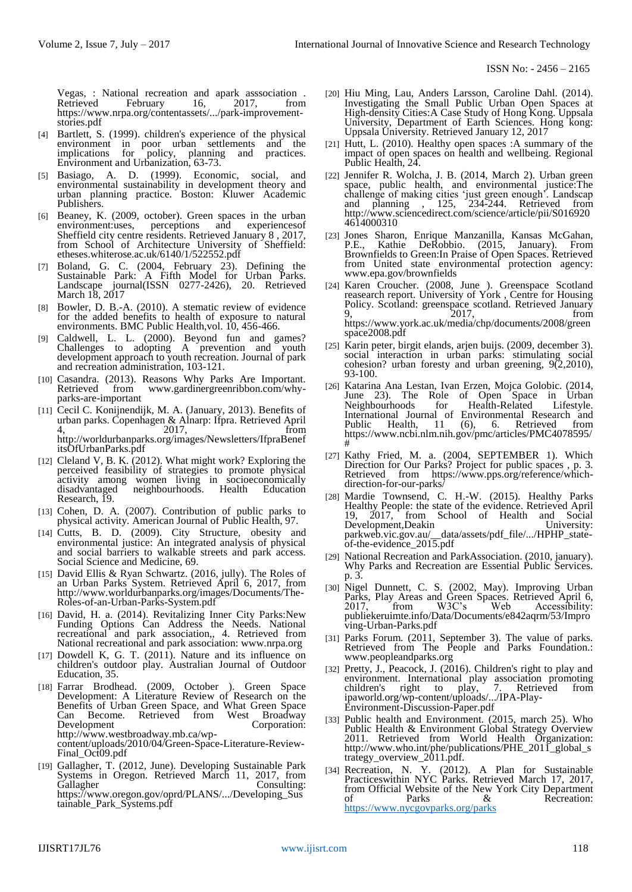Vegas, : National recreation and apark asssociation . Retrieved February 16, 2017, from https://www.nrpa.org/contentassets/.../park-improvement-stories.pdf

[4] Bartlett, S. (1999). children's experience of the physical environment in poor urban settlements and the implications for policy, planning and practices. Environment and Urbanization, 63-73.

[5] Basiago, A. D. (1999). Economic, social, and environmental sustainability in development theory and urban planning practice. Boston: Kluwer Academic Publishers.

[6] Beaney, K. (2009, october). Green spaces in the urban environment:uses, perceptions and experiencesof Sheffield city centre residents. Retrieved January 8 , 2017, from School of Architecture University of Sheffield: etheses.whiterose.ac.uk/6140/1/522552.pdf

[7] Boland, G. C. (2004, February 23). Defining the Sustainable Park: A Fifth Model for Urban Parks. Landscape journal(ISSN 0277-2426), 20. Retrieved March 18, 2017

[8] Bowler, D. B.-A. (2010). A stematic review of evidence for the added benefits to health of exposure to natural environments. BMC Public Health,vol. 10, 456-466.

[9] Caldwell, L. L. (2000). Beyond fun and games? Challenges to adopting A prevention and youth development approach to youth recreation. Journal of park and recreation administration, 103-121.

[10] Casandra. (2013). Reasons Why Parks Are Important. Retrieved from www.gardinergreenribbon.com/why-parks-are-important

[11] Cecil C. Konijnendijk, M. A. (January, 2013). Benefits of urban parks. Copenhagen & Alnarp: Ifpra. Retrieved April 4, 2017, from http://worldurbanparks.org/images/Newsletters/IfpraBenefitsOfUrbanParks.pdf

[12] Cleland V, B. K. (2012). What might work? Exploring the perceived feasibility of strategies to promote physical activity among women living in socioeconomically disadvantaged neighbourhoods. Health Education Research, 19.

[13] Cohen, D. A. (2007). Contribution of public parks to physical activity. American Journal of Public Health, 97.

[14] Cutts, B. D. (2009). City Structure, obesity and environmental justice: An integrated analysis of physical and social barriers to walkable streets and park access. Social Science and Medicine, 69.

[15] David Ellis & Ryan Schwartz. (2016, jully). The Roles of an Urban Parks System. Retrieved April 6, 2017, from http://www.worldurbanparks.org/images/Documents/The-Roles-of-an-Urban-Parks-System.pdf

[16] David, H. a. (2014). Revitalizing Inner City Parks:New Funding Options Can Address the Needs. National recreational and park association,, 4. Retrieved from National recreational and park association: www.nrpa.org

[17] Dowdell K, G. T. (2011). Nature and its influence on children's outdoor play. Australian Journal of Outdoor Education, 35.

[18] Farrar Brodhead. (2009, October ). Green Space Development: A Literature Review of Research on the Benefits of Urban Green Space, and What Green Space Can Become. Retrieved from West Broadway Development Corporation: http://www.westbroadway.mb.ca/wp-content/uploads/2010/04/Green-Space-Literature-Review-Final_Oct09.pdf

[19] Gallagher, T. (2012, June). Developing Sustainable Park Systems in Oregon. Retrieved March 11, 2017, from Gallagher Consulting: https://www.oregon.gov/oprd/PLANS/.../Developing_Sustainable_Park_Systems.pdf

[20] Hiu Ming, Lau, Anders Larsson, Caroline Dahl. (2014). Investigating the Small Public Urban Open Spaces at High-density Cities:A Case Study of Hong Kong. Uppsala University, Department of Earth Sciences. Hong kong: Uppsala University. Retrieved January 12, 2017

[21] Hutt, L. (2010). Healthy open spaces :A summary of the impact of open spaces on health and wellbeing. Regional Public Health, 24.

[22] Jennifer R. Wolcha, J. B. (2014, March 2). Urban green space, public health, and environmental justice:The challenge of making cities 'just green enough'. Landscap and planning , 125, 234-244. Retrieved fro http://www.sciencedirect.com/science/article/pii/S0169204614000310

[23] Jones Sharon, Enrique Manzanilla, Kansas McGahan, P.E., Kathie DeRobbio. (2015, January). From Brownfields to Green:In Praise of Open Spaces. Retrieved from United state environmental protection agency: www.epa.gov/brownfields

[24] Karen Croucher. (2008, June ). Greenspace Scotland reasearch report. University of York , Centre for Housing Policy. Scotland: greenspace scotland. Retrieved January 9, 2017, from https://www.york.ac.uk/media/chp/documents/2008/greenspace2008.pdf

[25] Karin peter, birgit elands, arjen buijs. (2009, december 3). social interaction in urban parks: stimulating social cohesion? urban foresty and urban greening, 9(2,2010), 93-100.

[26] Katarina Ana Lestan, Ivan Erzen, Mojca Golobic. (2014, June 23). The Role of Open Space in Urban Neighbourhoods for Health-Related Lifestyle. International Journal of Environmental Research and Public Health, 11 (6), 6. Retrieved from https://www.ncbi.nlm.nih.gov/pmc/articles/PMC4078595/#

[27] Kathy Fried, M. a. (2004, SEPTEMBER 1). Which Direction for Our Parks? Project for public spaces , p. 3. Retrieved from https://www.pps.org/reference/which-direction-for-our-parks/

[28] Mardie Townsend, C. H.-W. (2015). Healthy Parks Healthy People: the state of the evidence. Retrieved April 19, 2017, from School of Health and Social Development,Deakin University: parkweb.vic.gov.au/__data/assets/pdf_file/.../HPHP_state-of-the-evidence_2015.pdf

[29] National Recreation and ParkAssociation. (2010, january). Why Parks and Recreation are Essential Public Services. p. 3.

[30] Nigel Dunnett, C. S. (2002, May). Improving Urban Parks, Play Areas and Green Spaces. Retrieved April 6, 2017, from W3C's Web Accessibility: publiekeruimte.info/Data/Documents/e842aqrm/53/Improving-Urban-Parks.pdf

[31] Parks Forum. (2011, September 3). The value of parks. Retrieved from The People and Parks Foundation.: www.peopleandparks.org

[32] Pretty, J., Peacock, J. (2016). Children's right to play and environment. International play association promoting children's right to play, 7. Retrieved from ipaworld.org/wp-content/uploads/.../IPA-Play-Environment-Discussion-Paper.pdf

[33] Public health and Environment. (2015, march 25). Who Public Health & Environment Global Strategy Overview 2011. Retrieved from World Health Organization: http://www.who.int/phe/publications/PHE_2011_global_strategy_overview_2011.pdf.

[34] Recreation, N. Y. (2012). A Plan for Sustainable Practiceswithin NYC Parks. Retrieved March 17, 2017, from Official Website of the New York City Department of Parks & Recreation: https://www.nycgovparks.org/parks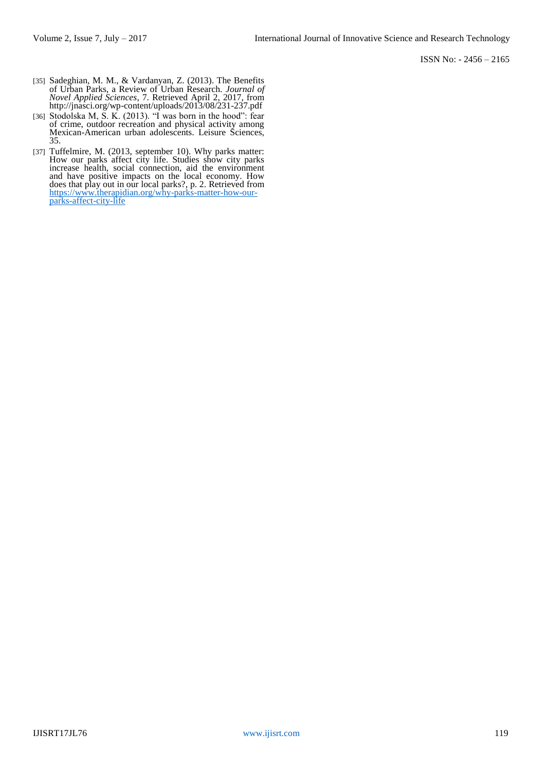[35] Sadeghian, M. M., & Vardanyan, Z. (2013). The Benefits of Urban Parks, a Review of Urban Research. *Journal of Novel Applied Sciences*, 7. Retrieved April 2, 2017, from http://jnasci.org/wp-content/uploads/2013/08/231-237.pdf

[36] Stodolska M, S. K. (2013). "I was born in the hood": fear of crime, outdoor recreation and physical activity among Mexican-American urban adolescents. Leisure Sciences, 35.

[37] Tuffelmire, M. (2013, september 10). Why parks matter: How our parks affect city life. Studies show city parks increase health, social connection, aid the environment and have positive impacts on the local economy. How does that play out in our local parks?, p. 2. Retrieved from https://www.therapidian.org/why-parks-matter-how-our-parks-affect-city-life